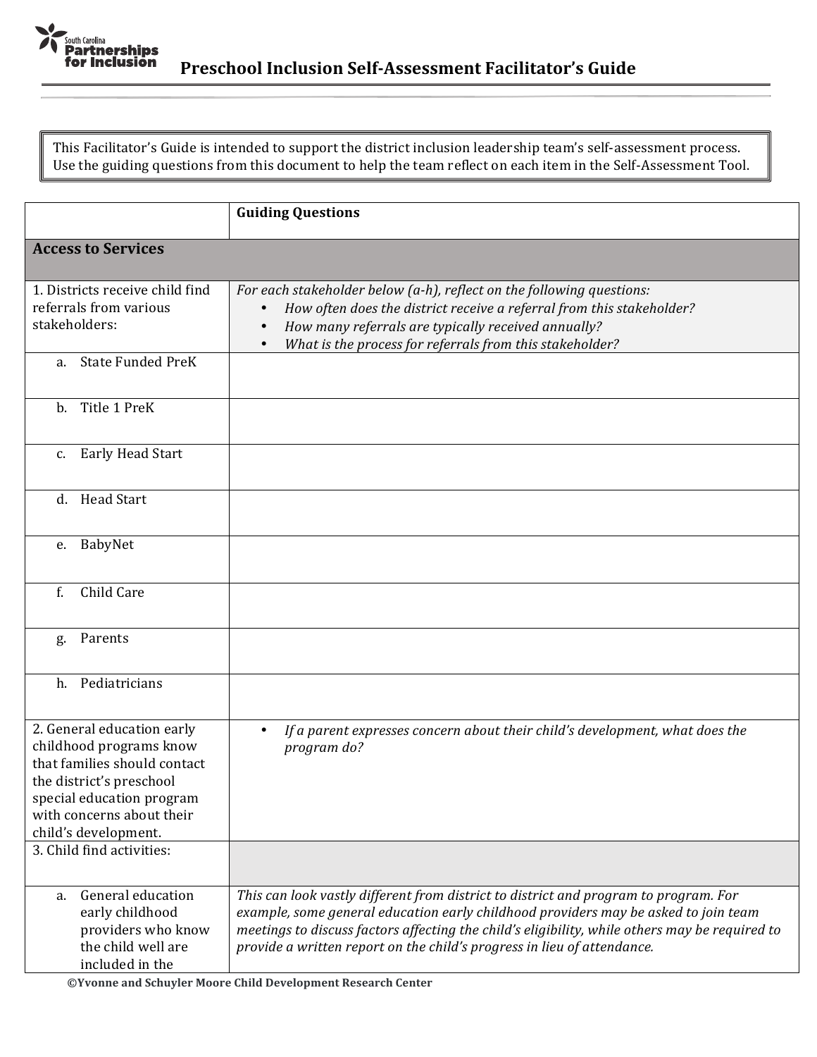# Preschool Inclusion Self-Assessment Facilitator's Guide

This Facilitator's Guide is intended to support the district inclusion leadership team's self-assessment process. Use the guiding questions from this document to help the team reflect on each item in the Self-Assessment Tool.

| | Guiding Questions |
|---|---|
| **Access to Services** | |
| 1. Districts receive child find referrals from various stakeholders: | *For each stakeholder below (a-h), reflect on the following questions:*<br>• *How often does the district receive a referral from this stakeholder?*<br>• *How many referrals are typically received annually?*<br>• *What is the process for referrals from this stakeholder?* |
| a. State Funded PreK | |
| b. Title 1 PreK | |
| c. Early Head Start | |
| d. Head Start | |
| e. BabyNet | |
| f. Child Care | |
| g. Parents | |
| h. Pediatricians | |
| 2. General education early childhood programs know that families should contact the district's preschool special education program with concerns about their child's development. | • *If a parent expresses concern about their child's development, what does the program do?* |
| 3. Child find activities: | |
| a. General education early childhood providers who know the child well are included in the | *This can look vastly different from district to district and program to program. For example, some general education early childhood providers may be asked to join team meetings to discuss factors affecting the child's eligibility, while others may be required to provide a written report on the child's progress in lieu of attendance.* |

**©Yvonne and Schuyler Moore Child Development Research Center**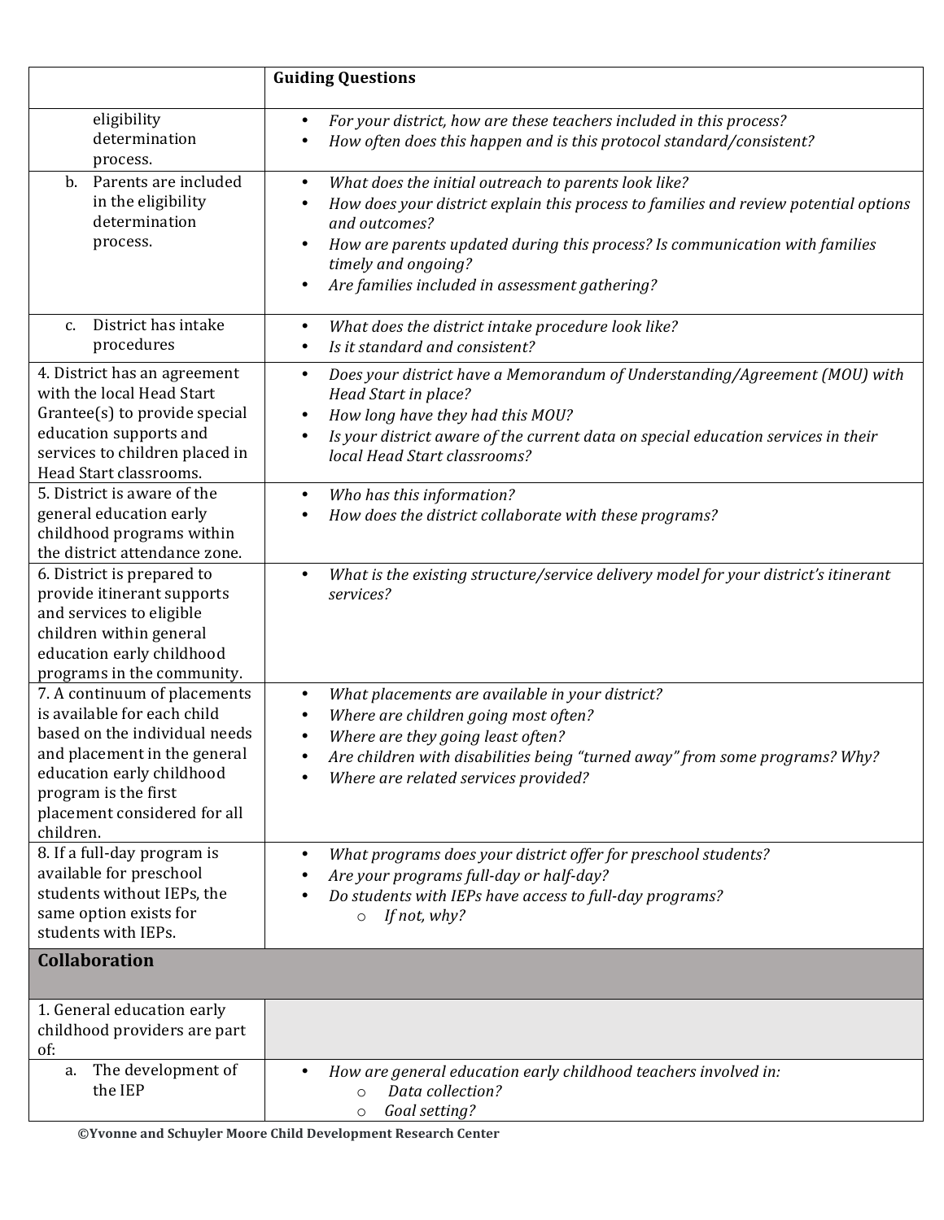| | **Guiding Questions** |
|---|---|
| eligibility determination process. | • *For your district, how are these teachers included in this process?*<br>• *How often does this happen and is this protocol standard/consistent?* |
| b. Parents are included in the eligibility determination process. | • *What does the initial outreach to parents look like?*<br>• *How does your district explain this process to families and review potential options and outcomes?*<br>• *How are parents updated during this process? Is communication with families timely and ongoing?*<br>• *Are families included in assessment gathering?* |
| c. District has intake procedures | • *What does the district intake procedure look like?*<br>• *Is it standard and consistent?* |
| 4. District has an agreement with the local Head Start Grantee(s) to provide special education supports and services to children placed in Head Start classrooms. | • *Does your district have a Memorandum of Understanding/Agreement (MOU) with Head Start in place?*<br>• *How long have they had this MOU?*<br>• *Is your district aware of the current data on special education services in their local Head Start classrooms?* |
| 5. District is aware of the general education early childhood programs within the district attendance zone. | • *Who has this information?*<br>• *How does the district collaborate with these programs?* |
| 6. District is prepared to provide itinerant supports and services to eligible children within general education early childhood programs in the community. | • *What is the existing structure/service delivery model for your district's itinerant services?* |
| 7. A continuum of placements is available for each child based on the individual needs and placement in the general education early childhood program is the first placement considered for all children. | • *What placements are available in your district?*<br>• *Where are children going most often?*<br>• *Where are they going least often?*<br>• *Are children with disabilities being "turned away" from some programs? Why?*<br>• *Where are related services provided?* |
| 8. If a full-day program is available for preschool students without IEPs, the same option exists for students with IEPs. | • *What programs does your district offer for preschool students?*<br>• *Are your programs full-day or half-day?*<br>• *Do students with IEPs have access to full-day programs?*<br>&nbsp;&nbsp;&nbsp;&nbsp;○ *If not, why?* |
| **Collaboration** | |
| 1. General education early childhood providers are part of: | |
| a. The development of the IEP | • *How are general education early childhood teachers involved in:*<br>&nbsp;&nbsp;&nbsp;&nbsp;○ *Data collection?*<br>&nbsp;&nbsp;&nbsp;&nbsp;○ *Goal setting?* |

©Yvonne and Schuyler Moore Child Development Research Center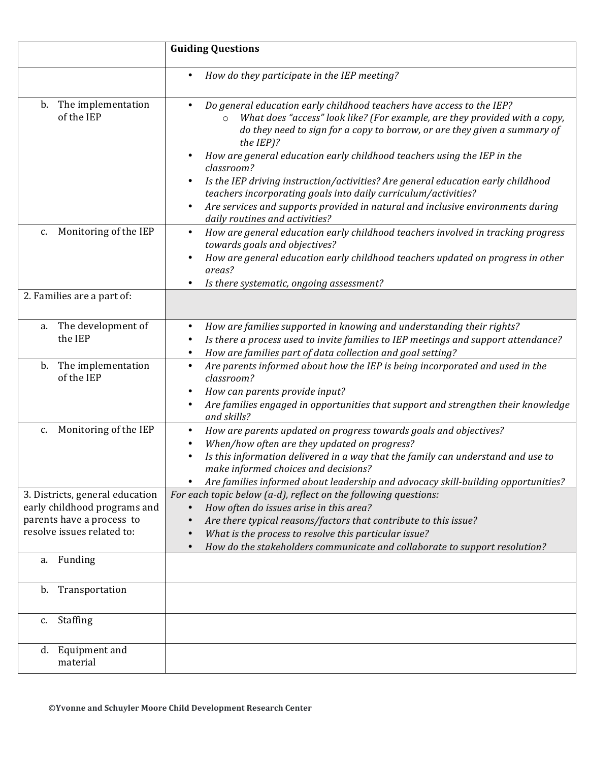| | **Guiding Questions** |
|---|---|
| | • *How do they participate in the IEP meeting?* |
| b. The implementation of the IEP | • *Do general education early childhood teachers have access to the IEP?*<br>  ○ *What does "access" look like? (For example, are they provided with a copy, do they need to sign for a copy to borrow, or are they given a summary of the IEP)?*<br>• *How are general education early childhood teachers using the IEP in the classroom?*<br>• *Is the IEP driving instruction/activities? Are general education early childhood teachers incorporating goals into daily curriculum/activities?*<br>• *Are services and supports provided in natural and inclusive environments during daily routines and activities?* |
| c. Monitoring of the IEP | • *How are general education early childhood teachers involved in tracking progress towards goals and objectives?*<br>• *How are general education early childhood teachers updated on progress in other areas?*<br>• *Is there systematic, ongoing assessment?* |
| 2. Families are a part of: | |
| a. The development of the IEP | • *How are families supported in knowing and understanding their rights?*<br>• *Is there a process used to invite families to IEP meetings and support attendance?*<br>• *How are families part of data collection and goal setting?* |
| b. The implementation of the IEP | • *Are parents informed about how the IEP is being incorporated and used in the classroom?*<br>• *How can parents provide input?*<br>• *Are families engaged in opportunities that support and strengthen their knowledge and skills?* |
| c. Monitoring of the IEP | • *How are parents updated on progress towards goals and objectives?*<br>• *When/how often are they updated on progress?*<br>• *Is this information delivered in a way that the family can understand and use to make informed choices and decisions?*<br>• *Are families informed about leadership and advocacy skill-building opportunities?* |
| 3. Districts, general education early childhood programs and parents have a process to resolve issues related to: | *For each topic below (a-d), reflect on the following questions:*<br>• *How often do issues arise in this area?*<br>• *Are there typical reasons/factors that contribute to this issue?*<br>• *What is the process to resolve this particular issue?*<br>• *How do the stakeholders communicate and collaborate to support resolution?* |
| a. Funding | |
| b. Transportation | |
| c. Staffing | |
| d. Equipment and material | |

**©Yvonne and Schuyler Moore Child Development Research Center**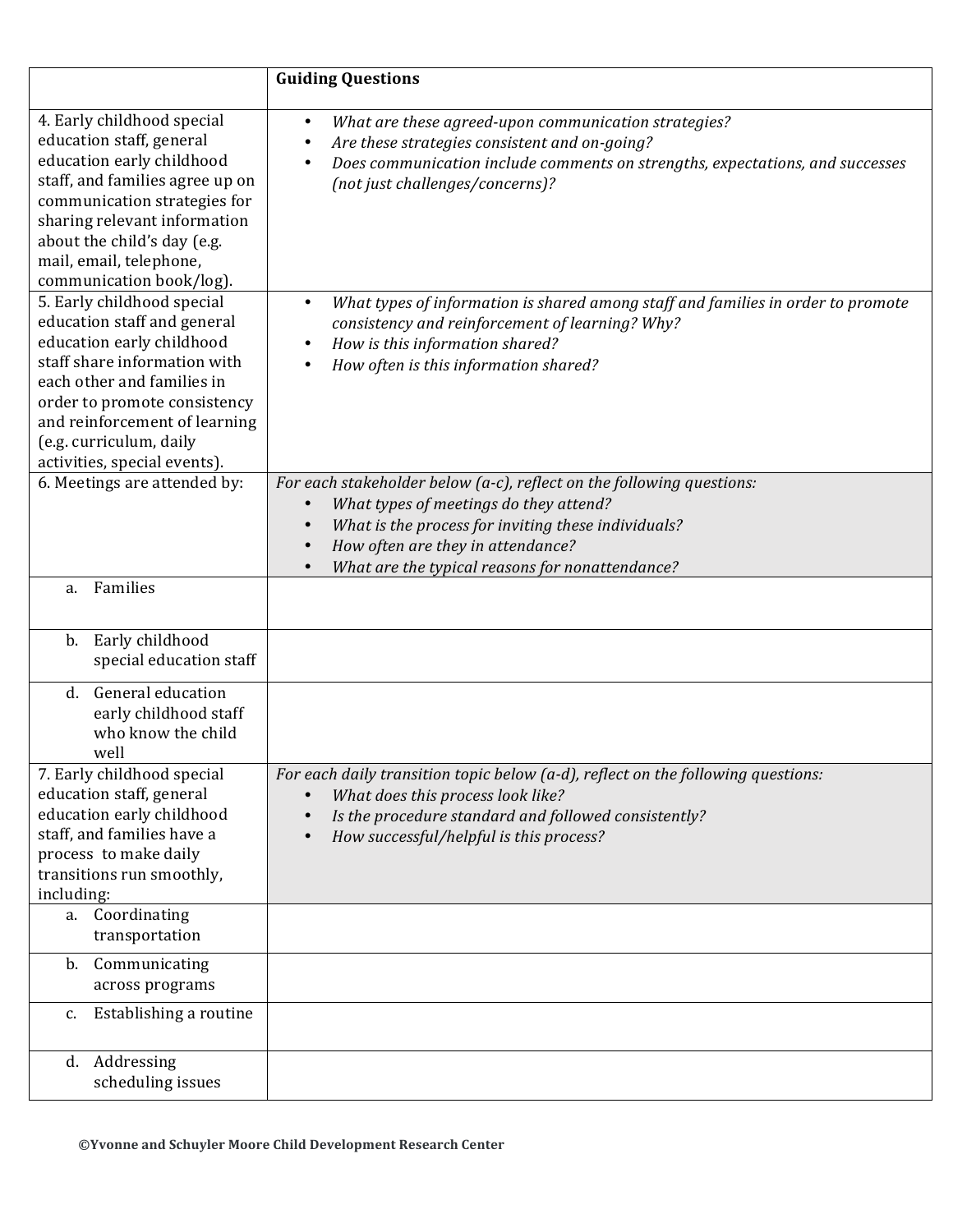| | **Guiding Questions** |
|---|---|
| 4. Early childhood special education staff, general education early childhood staff, and families agree up on communication strategies for sharing relevant information about the child's day (e.g. mail, email, telephone, communication book/log). | • *What are these agreed-upon communication strategies?*<br>• *Are these strategies consistent and on-going?*<br>• *Does communication include comments on strengths, expectations, and successes (not just challenges/concerns)?* |
| 5. Early childhood special education staff and general education early childhood staff share information with each other and families in order to promote consistency and reinforcement of learning (e.g. curriculum, daily activities, special events). | • *What types of information is shared among staff and families in order to promote consistency and reinforcement of learning? Why?*<br>• *How is this information shared?*<br>• *How often is this information shared?* |
| 6. Meetings are attended by: | *For each stakeholder below (a-c), reflect on the following questions:*<br>• *What types of meetings do they attend?*<br>• *What is the process for inviting these individuals?*<br>• *How often are they in attendance?*<br>• *What are the typical reasons for nonattendance?* |
| a. Families | |
| b. Early childhood special education staff | |
| d. General education early childhood staff who know the child well | |
| 7. Early childhood special education staff, general education early childhood staff, and families have a process to make daily transitions run smoothly, including: | *For each daily transition topic below (a-d), reflect on the following questions:*<br>• *What does this process look like?*<br>• *Is the procedure standard and followed consistently?*<br>• *How successful/helpful is this process?* |
| a. Coordinating transportation | |
| b. Communicating across programs | |
| c. Establishing a routine | |
| d. Addressing scheduling issues | |

**©Yvonne and Schuyler Moore Child Development Research Center**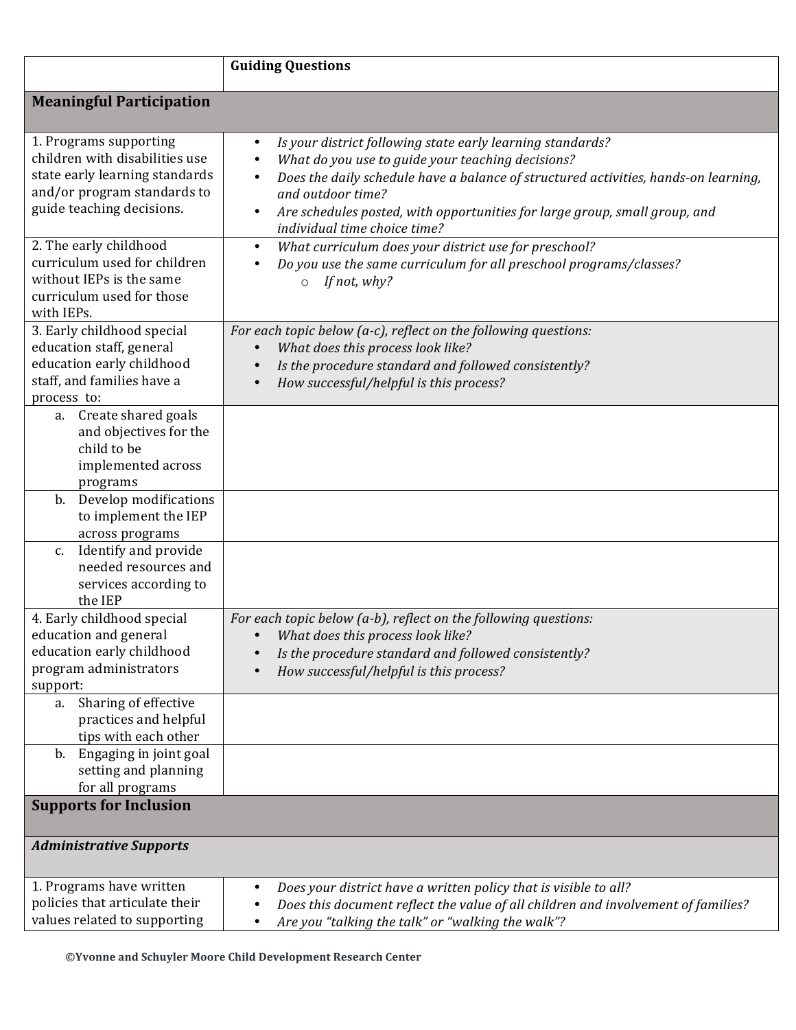| | Guiding Questions |
|---|---|
| **Meaningful Participation** | |
| 1. Programs supporting children with disabilities use state early learning standards and/or program standards to guide teaching decisions. | • *Is your district following state early learning standards?*<br>• *What do you use to guide your teaching decisions?*<br>• *Does the daily schedule have a balance of structured activities, hands-on learning, and outdoor time?*<br>• *Are schedules posted, with opportunities for large group, small group, and individual time choice time?* |
| 2. The early childhood curriculum used for children without IEPs is the same curriculum used for those with IEPs. | • *What curriculum does your district use for preschool?*<br>• *Do you use the same curriculum for all preschool programs/classes?*<br>  ○ *If not, why?* |
| 3. Early childhood special education staff, general education early childhood staff, and families have a process to: | *For each topic below (a-c), reflect on the following questions:*<br>• *What does this process look like?*<br>• *Is the procedure standard and followed consistently?*<br>• *How successful/helpful is this process?* |
| a. Create shared goals and objectives for the child to be implemented across programs | |
| b. Develop modifications to implement the IEP across programs | |
| c. Identify and provide needed resources and services according to the IEP | |
| 4. Early childhood special education and general education early childhood program administrators support: | *For each topic below (a-b), reflect on the following questions:*<br>• *What does this process look like?*<br>• *Is the procedure standard and followed consistently?*<br>• *How successful/helpful is this process?* |
| a. Sharing of effective practices and helpful tips with each other | |
| b. Engaging in joint goal setting and planning for all programs | |
| **Supports for Inclusion** | |
| ***Administrative Supports*** | |
| 1. Programs have written policies that articulate their values related to supporting | • *Does your district have a written policy that is visible to all?*<br>• *Does this document reflect the value of all children and involvement of families?*<br>• *Are you "talking the talk" or "walking the walk"?* |

©Yvonne and Schuyler Moore Child Development Research Center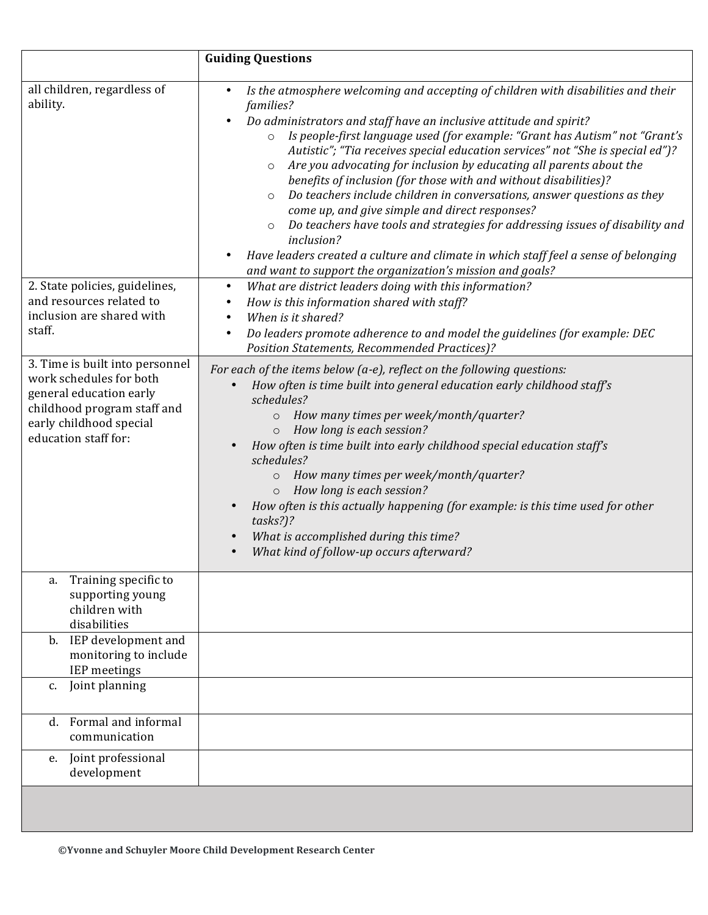| | **Guiding Questions** |
|---|---|
| all children, regardless of ability. | • *Is the atmosphere welcoming and accepting of children with disabilities and their families?*<br>• *Do administrators and staff have an inclusive attitude and spirit?*<br>&nbsp;&nbsp;&nbsp;&nbsp;○ *Is people-first language used (for example: "Grant has Autism" not "Grant's Autistic"; "Tia receives special education services" not "She is special ed")?*<br>&nbsp;&nbsp;&nbsp;&nbsp;○ *Are you advocating for inclusion by educating all parents about the benefits of inclusion (for those with and without disabilities)?*<br>&nbsp;&nbsp;&nbsp;&nbsp;○ *Do teachers include children in conversations, answer questions as they come up, and give simple and direct responses?*<br>&nbsp;&nbsp;&nbsp;&nbsp;○ *Do teachers have tools and strategies for addressing issues of disability and inclusion?*<br>• *Have leaders created a culture and climate in which staff feel a sense of belonging and want to support the organization's mission and goals?* |
| 2. State policies, guidelines, and resources related to inclusion are shared with staff. | • *What are district leaders doing with this information?*<br>• *How is this information shared with staff?*<br>• *When is it shared?*<br>• *Do leaders promote adherence to and model the guidelines (for example: DEC Position Statements, Recommended Practices)?* |
| 3. Time is built into personnel work schedules for both general education early childhood program staff and early childhood special education staff for: | *For each of the items below (a-e), reflect on the following questions:*<br>• *How often is time built into general education early childhood staff's schedules?*<br>&nbsp;&nbsp;&nbsp;&nbsp;○ *How many times per week/month/quarter?*<br>&nbsp;&nbsp;&nbsp;&nbsp;○ *How long is each session?*<br>• *How often is time built into early childhood special education staff's schedules?*<br>&nbsp;&nbsp;&nbsp;&nbsp;○ *How many times per week/month/quarter?*<br>&nbsp;&nbsp;&nbsp;&nbsp;○ *How long is each session?*<br>• *How often is this actually happening (for example: is this time used for other tasks?)?*<br>• *What is accomplished during this time?*<br>• *What kind of follow-up occurs afterward?* |
| a. Training specific to supporting young children with disabilities | |
| b. IEP development and monitoring to include IEP meetings | |
| c. Joint planning | |
| d. Formal and informal communication | |
| e. Joint professional development | |
| | |

**©Yvonne and Schuyler Moore Child Development Research Center**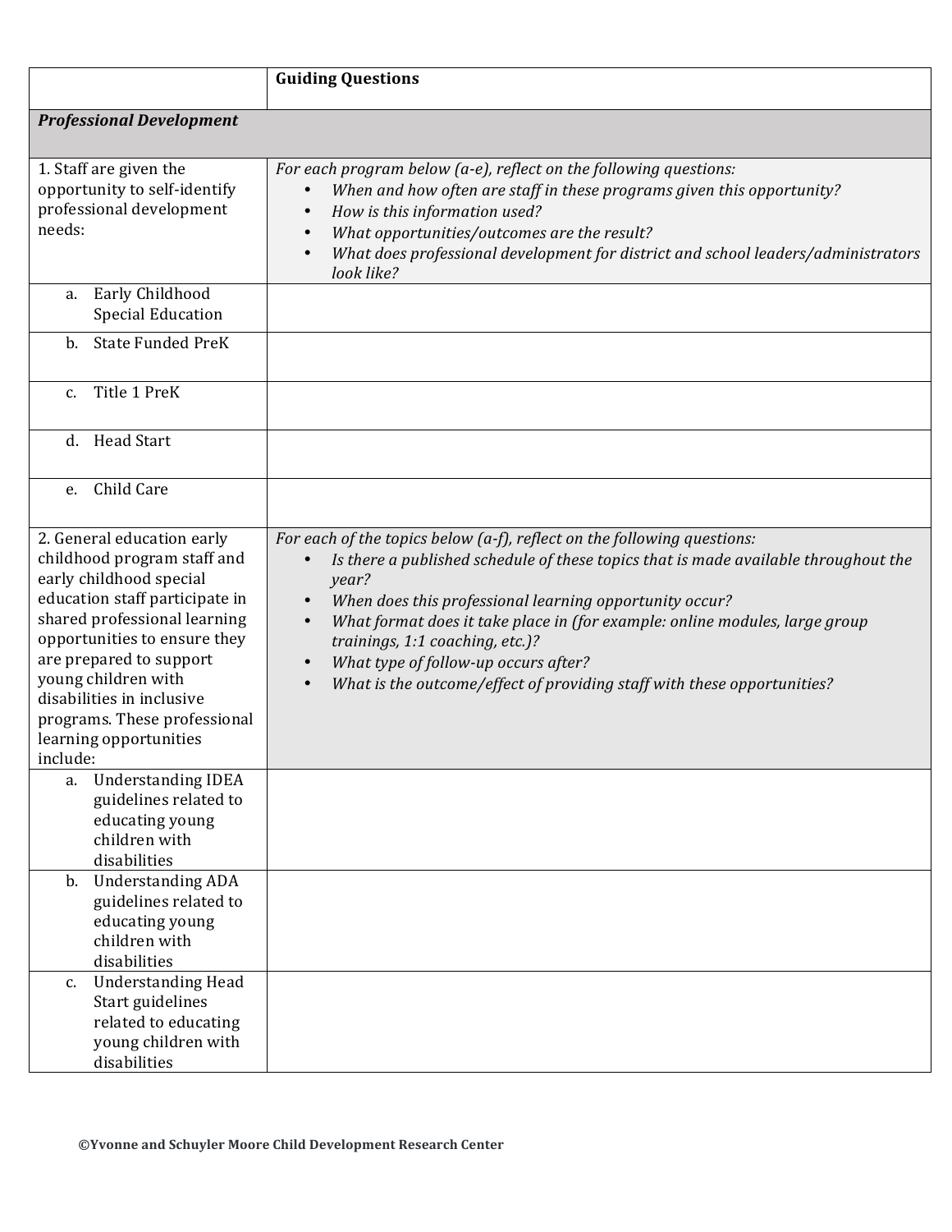| | **Guiding Questions** |
|---|---|
| ***Professional Development*** | |
| 1. Staff are given the opportunity to self-identify professional development needs: | *For each program below (a-e), reflect on the following questions:*<br>• *When and how often are staff in these programs given this opportunity?*<br>• *How is this information used?*<br>• *What opportunities/outcomes are the result?*<br>• *What does professional development for district and school leaders/administrators look like?* |
| a. Early Childhood Special Education | |
| b. State Funded PreK | |
| c. Title 1 PreK | |
| d. Head Start | |
| e. Child Care | |
| 2. General education early childhood program staff and early childhood special education staff participate in shared professional learning opportunities to ensure they are prepared to support young children with disabilities in inclusive programs. These professional learning opportunities include: | *For each of the topics below (a-f), reflect on the following questions:*<br>• *Is there a published schedule of these topics that is made available throughout the year?*<br>• *When does this professional learning opportunity occur?*<br>• *What format does it take place in (for example: online modules, large group trainings, 1:1 coaching, etc.)?*<br>• *What type of follow-up occurs after?*<br>• *What is the outcome/effect of providing staff with these opportunities?* |
| a. Understanding IDEA guidelines related to educating young children with disabilities | |
| b. Understanding ADA guidelines related to educating young children with disabilities | |
| c. Understanding Head Start guidelines related to educating young children with disabilities | |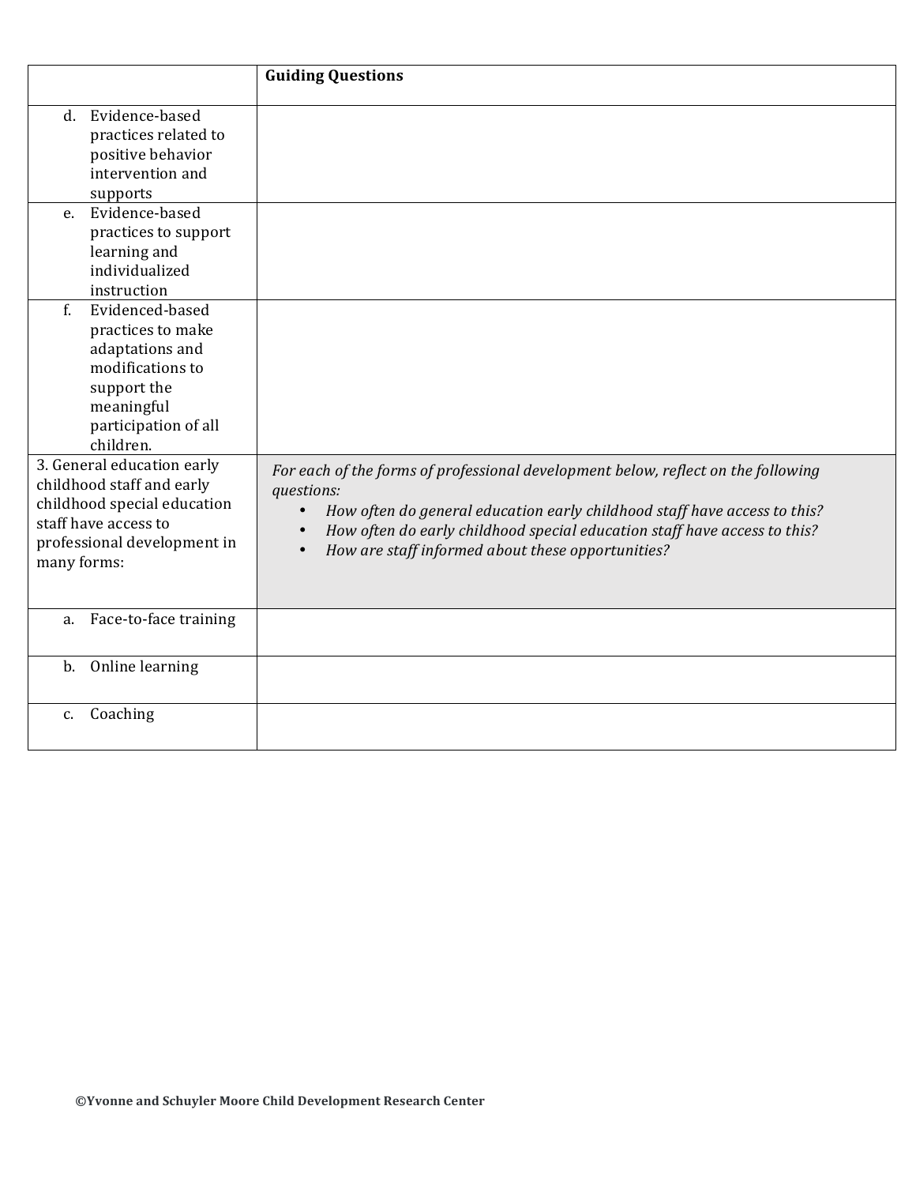| | Guiding Questions |
|---|---|
| d. Evidence-based practices related to positive behavior intervention and supports | |
| e. Evidence-based practices to support learning and individualized instruction | |
| f. Evidenced-based practices to make adaptations and modifications to support the meaningful participation of all children. | |
| 3. General education early childhood staff and early childhood special education staff have access to professional development in many forms: | *For each of the forms of professional development below, reflect on the following questions:*<br>• *How often do general education early childhood staff have access to this?*<br>• *How often do early childhood special education staff have access to this?*<br>• *How are staff informed about these opportunities?* |
| a. Face-to-face training | |
| b. Online learning | |
| c. Coaching | |

**©Yvonne and Schuyler Moore Child Development Research Center**